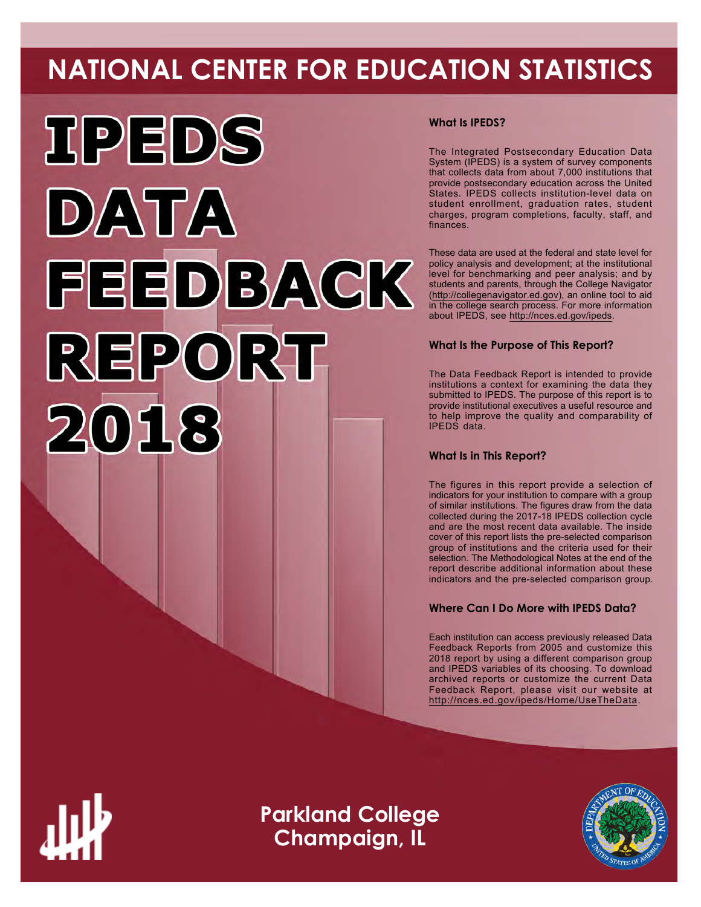# NATIONAL CENTER FOR EDUCATION STATISTICS

# IPEDS DATA FEEDBACK REPORT 2018

### What Is IPEDS?

The Integrated Postsecondary Education Data System (IPEDS) is a system of survey components that collects data from about 7,000 institutions that provide postsecondary education across the United States. IPEDS collects institution-level data on student enrollment, graduation rates, student charges, program completions, faculty, staff, and finances.

These data are used at the federal and state level for policy analysis and development; at the institutional level for benchmarking and peer analysis; and by students and parents, through the College Navigator (http://collegenavigator.ed.gov), an online tool to aid in the college search process. For more information about IPEDS, see http://nces.ed.gov/ipeds.

### What Is the Purpose of This Report?

The Data Feedback Report is intended to provide institutions a context for examining the data they submitted to IPEDS. The purpose of this report is to provide institutional executives a useful resource and to help improve the quality and comparability of IPEDS data.

### What Is in This Report?

The figures in this report provide a selection of indicators for your institution to compare with a group of similar institutions. The figures draw from the data collected during the 2017-18 IPEDS collection cycle and are the most recent data available. The inside cover of this report lists the pre-selected comparison group of institutions and the criteria used for their selection. The Methodological Notes at the end of the report describe additional information about these indicators and the pre-selected comparison group.

### Where Can I Do More with IPEDS Data?

Each institution can access previously released Data Feedback Reports from 2005 and customize this 2018 report by using a different comparison group and IPEDS variables of its choosing. To download archived reports or customize the current Data Feedback Report, please visit our website at http://nces.ed.gov/ipeds/Home/UseTheData.

**Parkland College**
**Champaign, IL**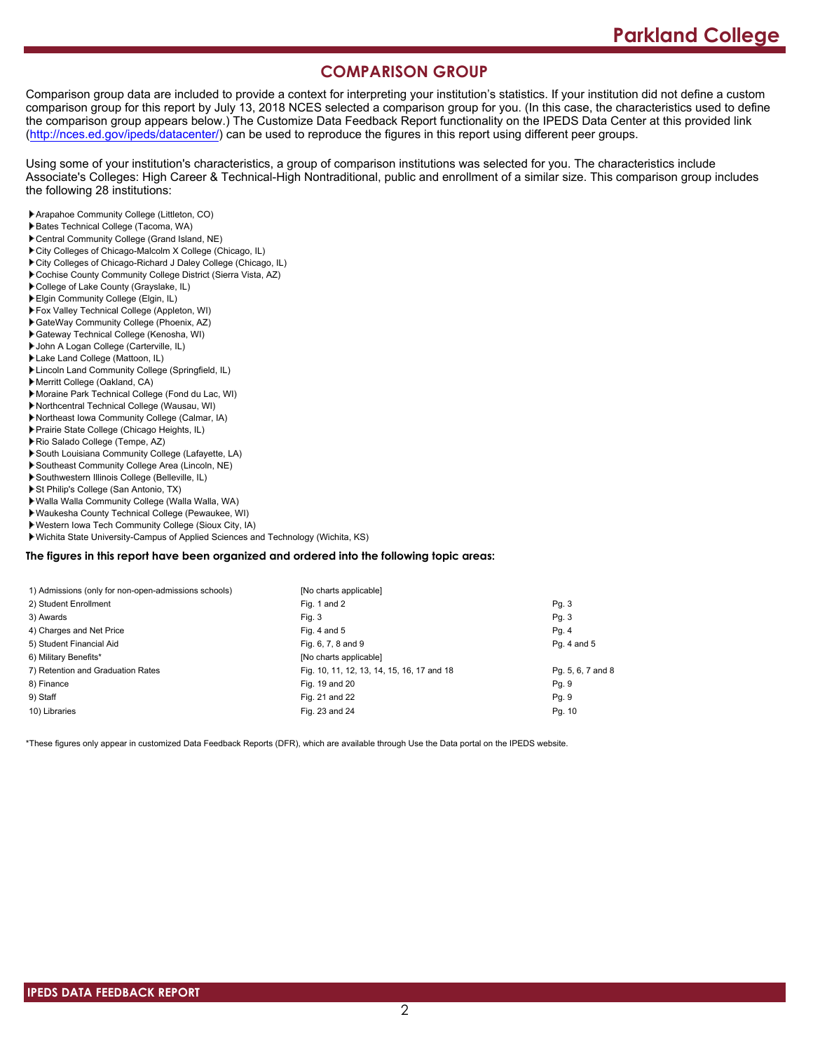# COMPARISON GROUP

Comparison group data are included to provide a context for interpreting your institution's statistics. If your institution did not define a custom comparison group for this report by July 13, 2018 NCES selected a comparison group for you. (In this case, the characteristics used to define the comparison group appears below.) The Customize Data Feedback Report functionality on the IPEDS Data Center at this provided link (http://nces.ed.gov/ipeds/datacenter/) can be used to reproduce the figures in this report using different peer groups.

Using some of your institution's characteristics, a group of comparison institutions was selected for you. The characteristics include Associate's Colleges: High Career & Technical-High Nontraditional, public and enrollment of a similar size. This comparison group includes the following 28 institutions:

- Arapahoe Community College (Littleton, CO)
- Bates Technical College (Tacoma, WA)
- Central Community College (Grand Island, NE)
- City Colleges of Chicago-Malcolm X College (Chicago, IL)
- City Colleges of Chicago-Richard J Daley College (Chicago, IL)
- Cochise County Community College District (Sierra Vista, AZ)
- College of Lake County (Grayslake, IL)
- Elgin Community College (Elgin, IL)
- Fox Valley Technical College (Appleton, WI)
- GateWay Community College (Phoenix, AZ)
- Gateway Technical College (Kenosha, WI)
- John A Logan College (Carterville, IL)
- Lake Land College (Mattoon, IL)
- Lincoln Land Community College (Springfield, IL)
- Merritt College (Oakland, CA)
- Moraine Park Technical College (Fond du Lac, WI)
- Northcentral Technical College (Wausau, WI)
- Northeast Iowa Community College (Calmar, IA)
- Prairie State College (Chicago Heights, IL)
- Rio Salado College (Tempe, AZ)
- South Louisiana Community College (Lafayette, LA)
- Southeast Community College Area (Lincoln, NE)
- Southwestern Illinois College (Belleville, IL)
- St Philip's College (San Antonio, TX)
- Walla Walla Community College (Walla Walla, WA)
- Waukesha County Technical College (Pewaukee, WI)
- Western Iowa Tech Community College (Sioux City, IA)
- Wichita State University-Campus of Applied Sciences and Technology (Wichita, KS)

**The figures in this report have been organized and ordered into the following topic areas:**

| Topic | Figures | Pages |
|---|---|---|
| 1) Admissions (only for non-open-admissions schools) | [No charts applicable] | |
| 2) Student Enrollment | Fig. 1 and 2 | Pg. 3 |
| 3) Awards | Fig. 3 | Pg. 3 |
| 4) Charges and Net Price | Fig. 4 and 5 | Pg. 4 |
| 5) Student Financial Aid | Fig. 6, 7, 8 and 9 | Pg. 4 and 5 |
| 6) Military Benefits* | [No charts applicable] | |
| 7) Retention and Graduation Rates | Fig. 10, 11, 12, 13, 14, 15, 16, 17 and 18 | Pg. 5, 6, 7 and 8 |
| 8) Finance | Fig. 19 and 20 | Pg. 9 |
| 9) Staff | Fig. 21 and 22 | Pg. 9 |
| 10) Libraries | Fig. 23 and 24 | Pg. 10 |

*These figures only appear in customized Data Feedback Reports (DFR), which are available through Use the Data portal on the IPEDS website.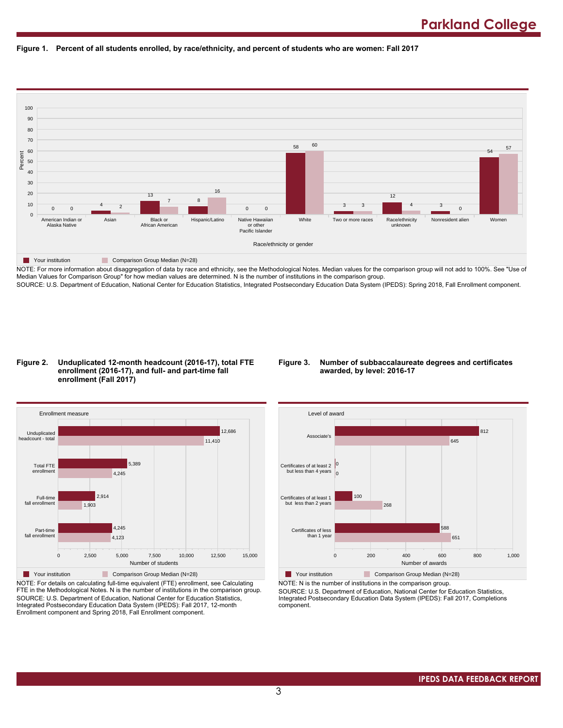**Figure 1. Percent of all students enrolled, by race/ethnicity, and percent of students who are women: Fall 2017**

| Race/ethnicity or gender | Your institution | Comparison Group Median (N=28) |
|---|---|---|
| American Indian or Alaska Native | 0 | 0 |
| Asian | 4 | 2 |
| Black or African American | 13 | 7 |
| Hispanic/Latino | 8 | 16 |
| Native Hawaiian or other Pacific Islander | 0 | 0 |
| White | 58 | 60 |
| Two or more races | 3 | 3 |
| Race/ethnicity unknown | 12 | 4 |
| Nonresident alien | 3 | 0 |
| Women | 54 | 57 |

NOTE: For more information about disaggregation of data by race and ethnicity, see the Methodological Notes. Median values for the comparison group will not add to 100%. See "Use of Median Values for Comparison Group" for how median values are determined. N is the number of institutions in the comparison group.
SOURCE: U.S. Department of Education, National Center for Education Statistics, Integrated Postsecondary Education Data System (IPEDS): Spring 2018, Fall Enrollment component.

**Figure 2. Unduplicated 12-month headcount (2016-17), total FTE enrollment (2016-17), and full- and part-time fall enrollment (Fall 2017)**

| Enrollment measure | Your institution | Comparison Group Median (N=28) |
|---|---|---|
| Unduplicated headcount - total | 12,686 | 11,410 |
| Total FTE enrollment | 5,389 | 4,245 |
| Full-time fall enrollment | 2,914 | 1,903 |
| Part-time fall enrollment | 4,245 | 4,123 |

NOTE: For details on calculating full-time equivalent (FTE) enrollment, see Calculating FTE in the Methodological Notes. N is the number of institutions in the comparison group.
SOURCE: U.S. Department of Education, National Center for Education Statistics, Integrated Postsecondary Education Data System (IPEDS): Fall 2017, 12-month Enrollment component and Spring 2018, Fall Enrollment component.

**Figure 3. Number of subbaccalaureate degrees and certificates awarded, by level: 2016-17**

| Level of award | Your institution | Comparison Group Median (N=28) |
|---|---|---|
| Associate's | 812 | 645 |
| Certificates of at least 2 but less than 4 years | 0 | 0 |
| Certificates of at least 1 but less than 2 years | 100 | 268 |
| Certificates of less than 1 year | 588 | 651 |

NOTE: N is the number of institutions in the comparison group.
SOURCE: U.S. Department of Education, National Center for Education Statistics, Integrated Postsecondary Education Data System (IPEDS): Fall 2017, Completions component.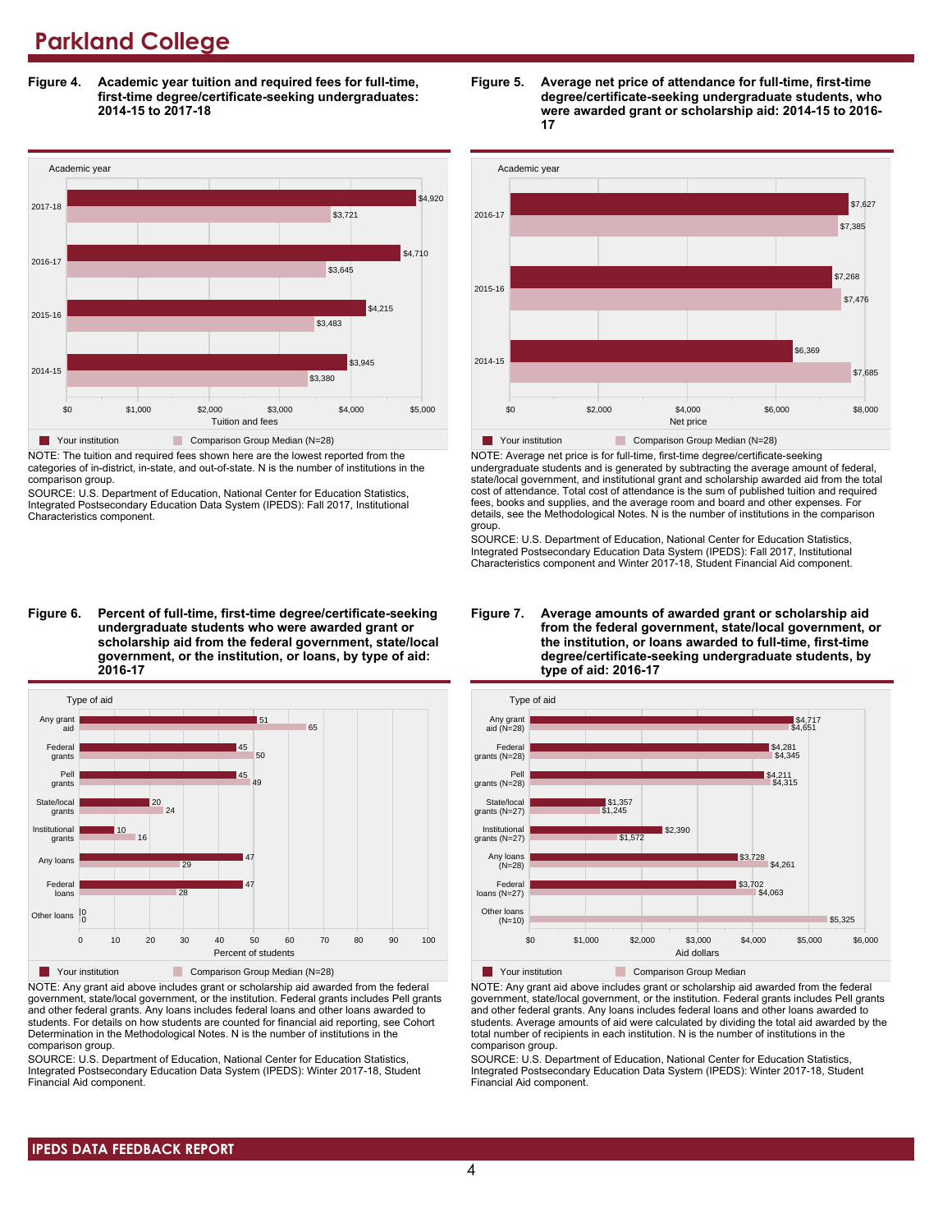# Parkland College

**Figure 4. Academic year tuition and required fees for full-time, first-time degree/certificate-seeking undergraduates: 2014-15 to 2017-18**

| Academic year | Your institution | Comparison Group Median (N=28) |
|---|---|---|
| 2017-18 | $4,920 | $3,721 |
| 2016-17 | $4,710 | $3,645 |
| 2015-16 | $4,215 | $3,483 |
| 2014-15 | $3,945 | $3,380 |

NOTE: The tuition and required fees shown here are the lowest reported from the categories of in-district, in-state, and out-of-state. N is the number of institutions in the comparison group.

SOURCE: U.S. Department of Education, National Center for Education Statistics, Integrated Postsecondary Education Data System (IPEDS): Fall 2017, Institutional Characteristics component.

**Figure 5. Average net price of attendance for full-time, first-time degree/certificate-seeking undergraduate students, who were awarded grant or scholarship aid: 2014-15 to 2016-17**

| Academic year | Your institution | Comparison Group Median (N=28) |
|---|---|---|
| 2016-17 | $7,627 | $7,385 |
| 2015-16 | $7,268 | $7,476 |
| 2014-15 | $6,369 | $7,685 |

NOTE: Average net price is for full-time, first-time degree/certificate-seeking undergraduate students and is generated by subtracting the average amount of federal, state/local government, and institutional grant and scholarship awarded aid from the total cost of attendance. Total cost of attendance is the sum of published tuition and required fees, books and supplies, and the average room and board and other expenses. For details, see the Methodological Notes. N is the number of institutions in the comparison group.

SOURCE: U.S. Department of Education, National Center for Education Statistics, Integrated Postsecondary Education Data System (IPEDS): Fall 2017, Institutional Characteristics component and Winter 2017-18, Student Financial Aid component.

**Figure 6. Percent of full-time, first-time degree/certificate-seeking undergraduate students who were awarded grant or scholarship aid from the federal government, state/local government, or the institution, or loans, by type of aid: 2016-17**

| Type of aid | Your institution | Comparison Group Median (N=28) |
|---|---|---|
| Any grant aid | 51 | 65 |
| Federal grants | 45 | 50 |
| Pell grants | 45 | 49 |
| State/local grants | 20 | 24 |
| Institutional grants | 10 | 16 |
| Any loans | 47 | 29 |
| Federal loans | 47 | 28 |
| Other loans | 0 | 0 |

NOTE: Any grant aid above includes grant or scholarship aid awarded from the federal government, state/local government, or the institution. Federal grants includes Pell grants and other federal grants. Any loans includes federal loans and other loans awarded to students. For details on how students are counted for financial aid reporting, see Cohort Determination in the Methodological Notes. N is the number of institutions in the comparison group.

SOURCE: U.S. Department of Education, National Center for Education Statistics, Integrated Postsecondary Education Data System (IPEDS): Winter 2017-18, Student Financial Aid component.

**Figure 7. Average amounts of awarded grant or scholarship aid from the federal government, state/local government, or the institution, or loans awarded to full-time, first-time degree/certificate-seeking undergraduate students, by type of aid: 2016-17**

| Type of aid | Your institution | Comparison Group Median |
|---|---|---|
| Any grant aid (N=28) | $4,717 | $4,651 |
| Federal grants (N=28) | $4,281 | $4,345 |
| Pell grants (N=28) | $4,211 | $4,315 |
| State/local grants (N=27) | $1,357 | $1,245 |
| Institutional grants (N=27) | $2,390 | $1,572 |
| Any loans (N=28) | $3,728 | $4,261 |
| Federal loans (N=27) | $3,702 | $4,063 |
| Other loans (N=10) | | $5,325 |

NOTE: Any grant aid above includes grant or scholarship aid awarded from the federal government, state/local government, or the institution. Federal grants includes Pell grants and other federal grants. Any loans includes federal loans and other loans awarded to students. Average amounts of aid were calculated by dividing the total aid awarded by the total number of recipients in each institution. N is the number of institutions in the comparison group.

SOURCE: U.S. Department of Education, National Center for Education Statistics, Integrated Postsecondary Education Data System (IPEDS): Winter 2017-18, Student Financial Aid component.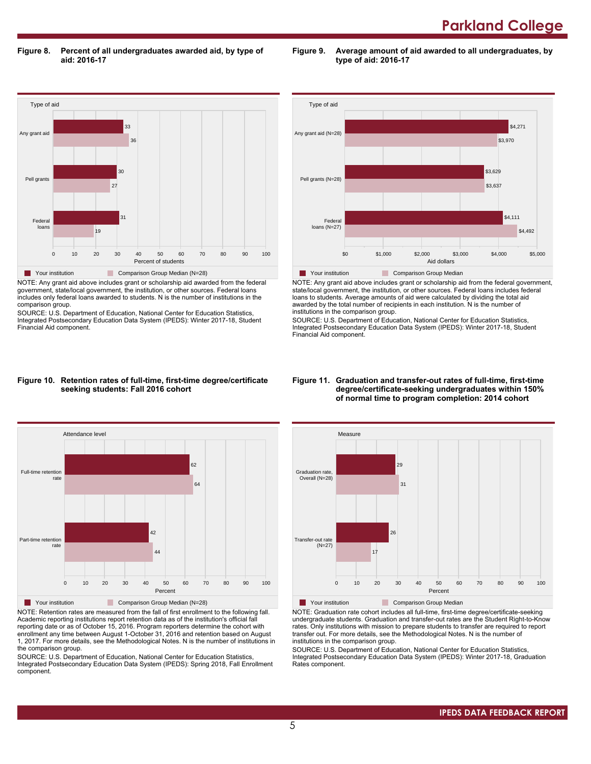## Figure 8. Percent of all undergraduates awarded aid, by type of aid: 2016-17

| Type of aid | Your institution | Comparison Group Median (N=28) |
|---|---|---|
| Any grant aid | 33 | 36 |
| Pell grants | 30 | 27 |
| Federal loans | 31 | 19 |

NOTE: Any grant aid above includes grant or scholarship aid awarded from the federal government, state/local government, the institution, or other sources. Federal loans includes only federal loans awarded to students. N is the number of institutions in the comparison group.

SOURCE: U.S. Department of Education, National Center for Education Statistics, Integrated Postsecondary Education Data System (IPEDS): Winter 2017-18, Student Financial Aid component.

## Figure 9. Average amount of aid awarded to all undergraduates, by type of aid: 2016-17

| Type of aid | Your institution | Comparison Group Median |
|---|---|---|
| Any grant aid (N=28) | $4,271 | $3,970 |
| Pell grants (N=28) | $3,629 | $3,637 |
| Federal loans (N=27) | $4,111 | $4,492 |

NOTE: Any grant aid above includes grant or scholarship aid from the federal government, state/local government, the institution, or other sources. Federal loans includes federal loans to students. Average amounts of aid were calculated by dividing the total aid awarded by the total number of recipients in each institution. N is the number of institutions in the comparison group.

SOURCE: U.S. Department of Education, National Center for Education Statistics, Integrated Postsecondary Education Data System (IPEDS): Winter 2017-18, Student Financial Aid component.

## Figure 10. Retention rates of full-time, first-time degree/certificate seeking students: Fall 2016 cohort

| Attendance level | Your institution | Comparison Group Median (N=28) |
|---|---|---|
| Full-time retention rate | 62 | 64 |
| Part-time retention rate | 42 | 44 |

NOTE: Retention rates are measured from the fall of first enrollment to the following fall. Academic reporting institutions report retention data as of the institution's official fall reporting date or as of October 15, 2016. Program reporters determine the cohort with enrollment any time between August 1-October 31, 2016 and retention based on August 1, 2017. For more details, see the Methodological Notes. N is the number of institutions in the comparison group.

SOURCE: U.S. Department of Education, National Center for Education Statistics, Integrated Postsecondary Education Data System (IPEDS): Spring 2018, Fall Enrollment component.

## Figure 11. Graduation and transfer-out rates of full-time, first-time degree/certificate-seeking undergraduates within 150% of normal time to program completion: 2014 cohort

| Measure | Your institution | Comparison Group Median |
|---|---|---|
| Graduation rate, Overall (N=28) | 29 | 31 |
| Transfer-out rate (N=27) | 26 | 17 |

NOTE: Graduation rate cohort includes all full-time, first-time degree/certificate-seeking undergraduate students. Graduation and transfer-out rates are the Student Right-to-Know rates. Only institutions with mission to prepare students to transfer are required to report transfer out. For more details, see the Methodological Notes. N is the number of institutions in the comparison group.

SOURCE: U.S. Department of Education, National Center for Education Statistics, Integrated Postsecondary Education Data System (IPEDS): Winter 2017-18, Graduation Rates component.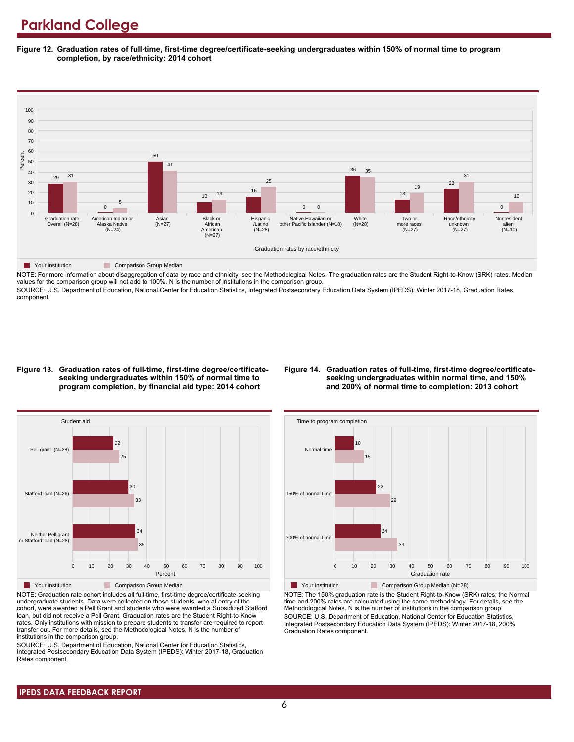# Parkland College

**Figure 12. Graduation rates of full-time, first-time degree/certificate-seeking undergraduates within 150% of normal time to program completion, by race/ethnicity: 2014 cohort**

| Graduation rates by race/ethnicity | Your institution | Comparison Group Median |
|---|---|---|
| Graduation rate, Overall (N=28) | 29 | 31 |
| American Indian or Alaska Native (N=24) | 0 | 5 |
| Asian (N=27) | 50 | 41 |
| Black or African American (N=27) | 10 | 13 |
| Hispanic /Latino (N=28) | 16 | 25 |
| Native Hawaiian or other Pacific Islander (N=18) | 0 | 0 |
| White (N=28) | 36 | 35 |
| Two or more races (N=27) | 13 | 19 |
| Race/ethnicity unknown (N=27) | 23 | 31 |
| Nonresident alien (N=10) | 0 | 10 |

NOTE: For more information about disaggregation of data by race and ethnicity, see the Methodological Notes. The graduation rates are the Student Right-to-Know (SRK) rates. Median values for the comparison group will not add to 100%. N is the number of institutions in the comparison group.

SOURCE: U.S. Department of Education, National Center for Education Statistics, Integrated Postsecondary Education Data System (IPEDS): Winter 2017-18, Graduation Rates component.

**Figure 13. Graduation rates of full-time, first-time degree/certificate-seeking undergraduates within 150% of normal time to program completion, by financial aid type: 2014 cohort**

| Student aid | Your institution | Comparison Group Median |
|---|---|---|
| Pell grant (N=28) | 22 | 25 |
| Stafford loan (N=26) | 30 | 33 |
| Neither Pell grant or Stafford loan (N=28) | 34 | 35 |

NOTE: Graduation rate cohort includes all full-time, first-time degree/certificate-seeking undergraduate students. Data were collected on those students, who at entry of the cohort, were awarded a Pell Grant and students who were awarded a Subsidized Stafford loan, but did not receive a Pell Grant. Graduation rates are the Student Right-to-Know rates. Only institutions with mission to prepare students to transfer are required to report transfer out. For more details, see the Methodological Notes. N is the number of institutions in the comparison group.

SOURCE: U.S. Department of Education, National Center for Education Statistics, Integrated Postsecondary Education Data System (IPEDS): Winter 2017-18, Graduation Rates component.

**Figure 14. Graduation rates of full-time, first-time degree/certificate-seeking undergraduates within normal time, and 150% and 200% of normal time to completion: 2013 cohort**

| Time to program completion | Your institution | Comparison Group Median (N=28) |
|---|---|---|
| Normal time | 10 | 15 |
| 150% of normal time | 22 | 29 |
| 200% of normal time | 24 | 33 |

NOTE: The 150% graduation rate is the Student Right-to-Know (SRK) rates; the Normal time and 200% rates are calculated using the same methodology. For details, see the Methodological Notes. N is the number of institutions in the comparison group.

SOURCE: U.S. Department of Education, National Center for Education Statistics, Integrated Postsecondary Education Data System (IPEDS): Winter 2017-18, 200% Graduation Rates component.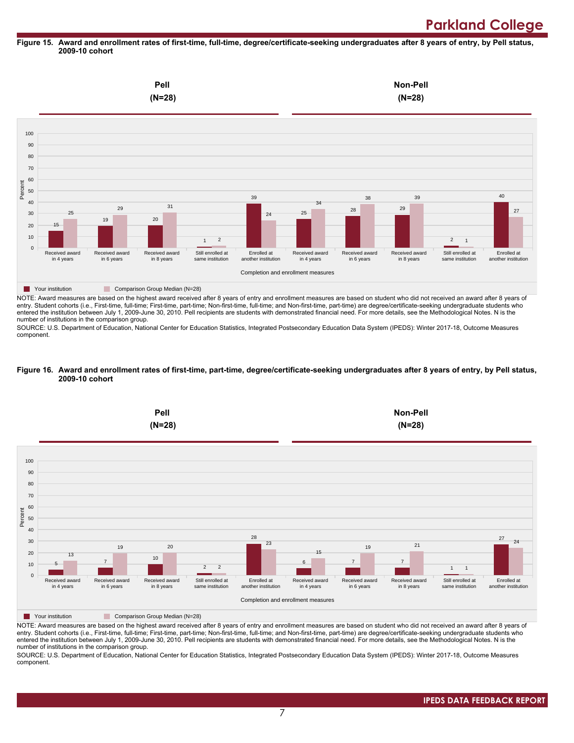# Parkland College

**Figure 15. Award and enrollment rates of first-time, full-time, degree/certificate-seeking undergraduates after 8 years of entry, by Pell status, 2009-10 cohort**

| Completion and enrollment measures | Pell (N=28): Your institution | Pell (N=28): Comparison Group Median (N=28) | Non-Pell (N=28): Your institution | Non-Pell (N=28): Comparison Group Median (N=28) |
|---|---|---|---|---|
| Received award in 4 years | 15 | 25 | 25 | 34 |
| Received award in 6 years | 19 | 29 | 28 | 38 |
| Received award in 8 years | 20 | 31 | 29 | 39 |
| Still enrolled at same institution | 1 | 2 | 2 | 1 |
| Enrolled at another institution | 39 | 24 | 40 | 27 |

NOTE: Award measures are based on the highest award received after 8 years of entry and enrollment measures are based on student who did not received an award after 8 years of entry. Student cohorts (i.e., First-time, full-time; First-time, part-time; Non-first-time, full-time; and Non-first-time, part-time) are degree/certificate-seeking undergraduate students who entered the institution between July 1, 2009-June 30, 2010. Pell recipients are students with demonstrated financial need. For more details, see the Methodological Notes. N is the number of institutions in the comparison group.

SOURCE: U.S. Department of Education, National Center for Education Statistics, Integrated Postsecondary Education Data System (IPEDS): Winter 2017-18, Outcome Measures component.

**Figure 16. Award and enrollment rates of first-time, part-time, degree/certificate-seeking undergraduates after 8 years of entry, by Pell status, 2009-10 cohort**

| Completion and enrollment measures | Pell (N=28): Your institution | Pell (N=28): Comparison Group Median (N=28) | Non-Pell (N=28): Your institution | Non-Pell (N=28): Comparison Group Median (N=28) |
|---|---|---|---|---|
| Received award in 4 years | 5 | 13 | 6 | 15 |
| Received award in 6 years | 7 | 19 | 7 | 19 |
| Received award in 8 years | 10 | 20 | 7 | 21 |
| Still enrolled at same institution | 2 | 2 | 1 | 1 |
| Enrolled at another institution | 28 | 23 | 27 | 24 |

NOTE: Award measures are based on the highest award received after 8 years of entry and enrollment measures are based on student who did not received an award after 8 years of entry. Student cohorts (i.e., First-time, full-time; First-time, part-time; Non-first-time, full-time; and Non-first-time, part-time) are degree/certificate-seeking undergraduate students who entered the institution between July 1, 2009-June 30, 2010. Pell recipients are students with demonstrated financial need. For more details, see the Methodological Notes. N is the number of institutions in the comparison group.

SOURCE: U.S. Department of Education, National Center for Education Statistics, Integrated Postsecondary Education Data System (IPEDS): Winter 2017-18, Outcome Measures component.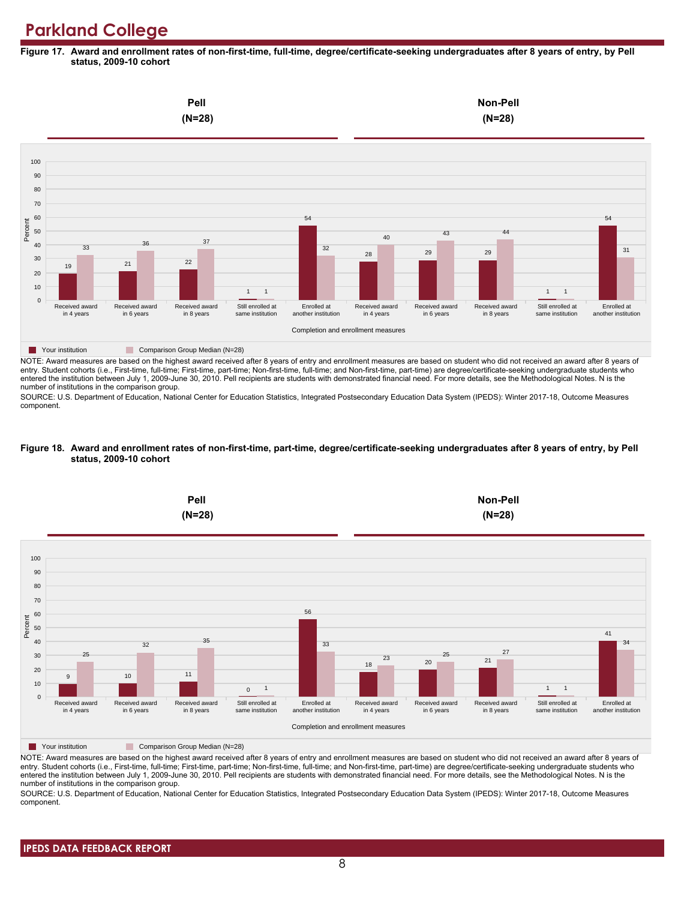# Parkland College

**Figure 17. Award and enrollment rates of non-first-time, full-time, degree/certificate-seeking undergraduates after 8 years of entry, by Pell status, 2009-10 cohort**

| | Pell (N=28) | | | | | Non-Pell (N=28) | | | | |
|---|---|---|---|---|---|---|---|---|---|---|
| Completion and enrollment measures | Received award in 4 years | Received award in 6 years | Received award in 8 years | Still enrolled at same institution | Enrolled at another institution | Received award in 4 years | Received award in 6 years | Received award in 8 years | Still enrolled at same institution | Enrolled at another institution |
| Your institution | 19 | 21 | 22 | 1 | 54 | 28 | 29 | 29 | 1 | 54 |
| Comparison Group Median (N=28) | 33 | 36 | 37 | 1 | 32 | 40 | 43 | 44 | 1 | 31 |

NOTE: Award measures are based on the highest award received after 8 years of entry and enrollment measures are based on student who did not received an award after 8 years of entry. Student cohorts (i.e., First-time, full-time; First-time, part-time; Non-first-time, full-time; and Non-first-time, part-time) are degree/certificate-seeking undergraduate students who entered the institution between July 1, 2009-June 30, 2010. Pell recipients are students with demonstrated financial need. For more details, see the Methodological Notes. N is the number of institutions in the comparison group.

SOURCE: U.S. Department of Education, National Center for Education Statistics, Integrated Postsecondary Education Data System (IPEDS): Winter 2017-18, Outcome Measures component.

**Figure 18. Award and enrollment rates of non-first-time, part-time, degree/certificate-seeking undergraduates after 8 years of entry, by Pell status, 2009-10 cohort**

| | Pell (N=28) | | | | | Non-Pell (N=28) | | | | |
|---|---|---|---|---|---|---|---|---|---|---|
| Completion and enrollment measures | Received award in 4 years | Received award in 6 years | Received award in 8 years | Still enrolled at same institution | Enrolled at another institution | Received award in 4 years | Received award in 6 years | Received award in 8 years | Still enrolled at same institution | Enrolled at another institution |
| Your institution | 9 | 10 | 11 | 0 | 56 | 18 | 20 | 21 | 1 | 41 |
| Comparison Group Median (N=28) | 25 | 32 | 35 | 1 | 33 | 23 | 25 | 27 | 1 | 34 |

NOTE: Award measures are based on the highest award received after 8 years of entry and enrollment measures are based on student who did not received an award after 8 years of entry. Student cohorts (i.e., First-time, full-time; First-time, part-time; Non-first-time, full-time; and Non-first-time, part-time) are degree/certificate-seeking undergraduate students who entered the institution between July 1, 2009-June 30, 2010. Pell recipients are students with demonstrated financial need. For more details, see the Methodological Notes. N is the number of institutions in the comparison group.

SOURCE: U.S. Department of Education, National Center for Education Statistics, Integrated Postsecondary Education Data System (IPEDS): Winter 2017-18, Outcome Measures component.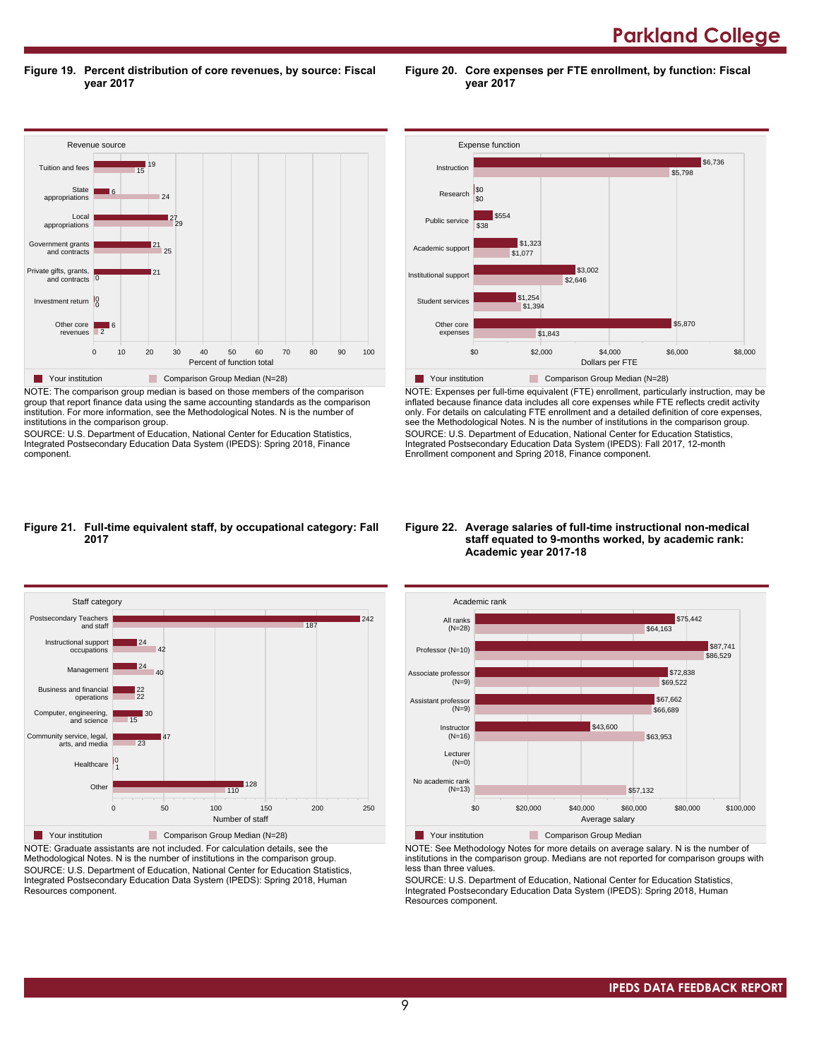## Figure 19. Percent distribution of core revenues, by source: Fiscal year 2017

| Revenue source | Your institution | Comparison Group Median (N=28) |
|---|---|---|
| Tuition and fees | 19 | 15 |
| State appropriations | 6 | 24 |
| Local appropriations | 27 | 29 |
| Government grants and contracts | 21 | 25 |
| Private gifts, grants, and contracts | 21 | 0 |
| Investment return | 0 | 0 |
| Other core revenues | 6 | 2 |

Percent of function total

NOTE: The comparison group median is based on those members of the comparison group that report finance data using the same accounting standards as the comparison institution. For more information, see the Methodological Notes. N is the number of institutions in the comparison group.
SOURCE: U.S. Department of Education, National Center for Education Statistics, Integrated Postsecondary Education Data System (IPEDS): Spring 2018, Finance component.

## Figure 20. Core expenses per FTE enrollment, by function: Fiscal year 2017

| Expense function | Your institution | Comparison Group Median (N=28) |
|---|---|---|
| Instruction | $6,736 | $5,798 |
| Research | $0 | $0 |
| Public service | $554 | $38 |
| Academic support | $1,323 | $1,077 |
| Institutional support | $3,002 | $2,646 |
| Student services | $1,254 | $1,394 |
| Other core expenses | $5,870 | $1,843 |

Dollars per FTE

NOTE: Expenses per full-time equivalent (FTE) enrollment, particularly instruction, may be inflated because finance data includes all core expenses while FTE reflects credit activity only. For details on calculating FTE enrollment and a detailed definition of core expenses, see the Methodological Notes. N is the number of institutions in the comparison group.
SOURCE: U.S. Department of Education, National Center for Education Statistics, Integrated Postsecondary Education Data System (IPEDS): Fall 2017, 12-month Enrollment component and Spring 2018, Finance component.

## Figure 21. Full-time equivalent staff, by occupational category: Fall 2017

| Staff category | Your institution | Comparison Group Median (N=28) |
|---|---|---|
| Postsecondary Teachers and staff | 242 | 187 |
| Instructional support occupations | 24 | 42 |
| Management | 24 | 40 |
| Business and financial operations | 22 | 22 |
| Computer, engineering, and science | 30 | 15 |
| Community service, legal, arts, and media | 47 | 23 |
| Healthcare | 0 | 1 |
| Other | 128 | 110 |

Number of staff

NOTE: Graduate assistants are not included. For calculation details, see the Methodological Notes. N is the number of institutions in the comparison group.
SOURCE: U.S. Department of Education, National Center for Education Statistics, Integrated Postsecondary Education Data System (IPEDS): Spring 2018, Human Resources component.

## Figure 22. Average salaries of full-time instructional non-medical staff equated to 9-months worked, by academic rank: Academic year 2017-18

| Academic rank | Your institution | Comparison Group Median |
|---|---|---|
| All ranks (N=28) | $75,442 | $64,163 |
| Professor (N=10) | $87,741 | $86,529 |
| Associate professor (N=9) | $72,838 | $69,522 |
| Assistant professor (N=9) | $67,662 | $66,689 |
| Instructor (N=16) | $43,600 | $63,953 |
| Lecturer (N=0) | | |
| No academic rank (N=13) | | $57,132 |

Average salary

NOTE: See Methodology Notes for more details on average salary. N is the number of institutions in the comparison group. Medians are not reported for comparison groups with less than three values.
SOURCE: U.S. Department of Education, National Center for Education Statistics, Integrated Postsecondary Education Data System (IPEDS): Spring 2018, Human Resources component.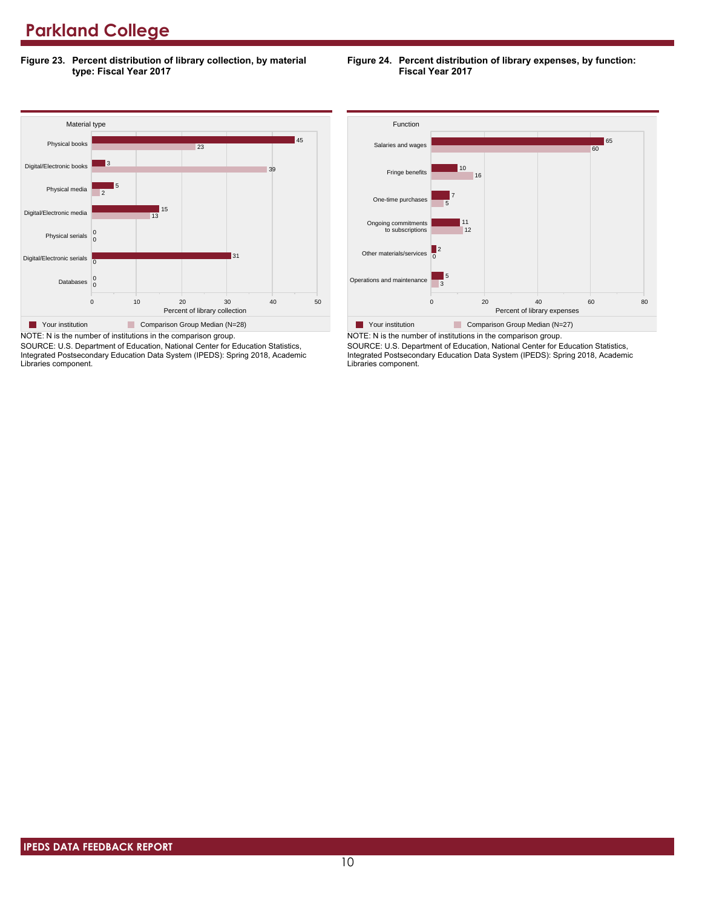# Parkland College

**Figure 23. Percent distribution of library collection, by material type: Fiscal Year 2017**

| Material type | Your institution | Comparison Group Median (N=28) |
| --- | --- | --- |
| Physical books | 45 | 23 |
| Digital/Electronic books | 3 | 39 |
| Physical media | 5 | 2 |
| Digital/Electronic media | 15 | 13 |
| Physical serials | 0 | 0 |
| Digital/Electronic serials | 31 | 0 |
| Databases | 0 | 0 |

Percent of library collection

NOTE: N is the number of institutions in the comparison group.
SOURCE: U.S. Department of Education, National Center for Education Statistics, Integrated Postsecondary Education Data System (IPEDS): Spring 2018, Academic Libraries component.

**Figure 24. Percent distribution of library expenses, by function: Fiscal Year 2017**

| Function | Your institution | Comparison Group Median (N=27) |
| --- | --- | --- |
| Salaries and wages | 65 | 60 |
| Fringe benefits | 10 | 16 |
| One-time purchases | 7 | 5 |
| Ongoing commitments to subscriptions | 11 | 12 |
| Other materials/services | 2 | 0 |
| Operations and maintenance | 5 | 3 |

Percent of library expenses

NOTE: N is the number of institutions in the comparison group.
SOURCE: U.S. Department of Education, National Center for Education Statistics, Integrated Postsecondary Education Data System (IPEDS): Spring 2018, Academic Libraries component.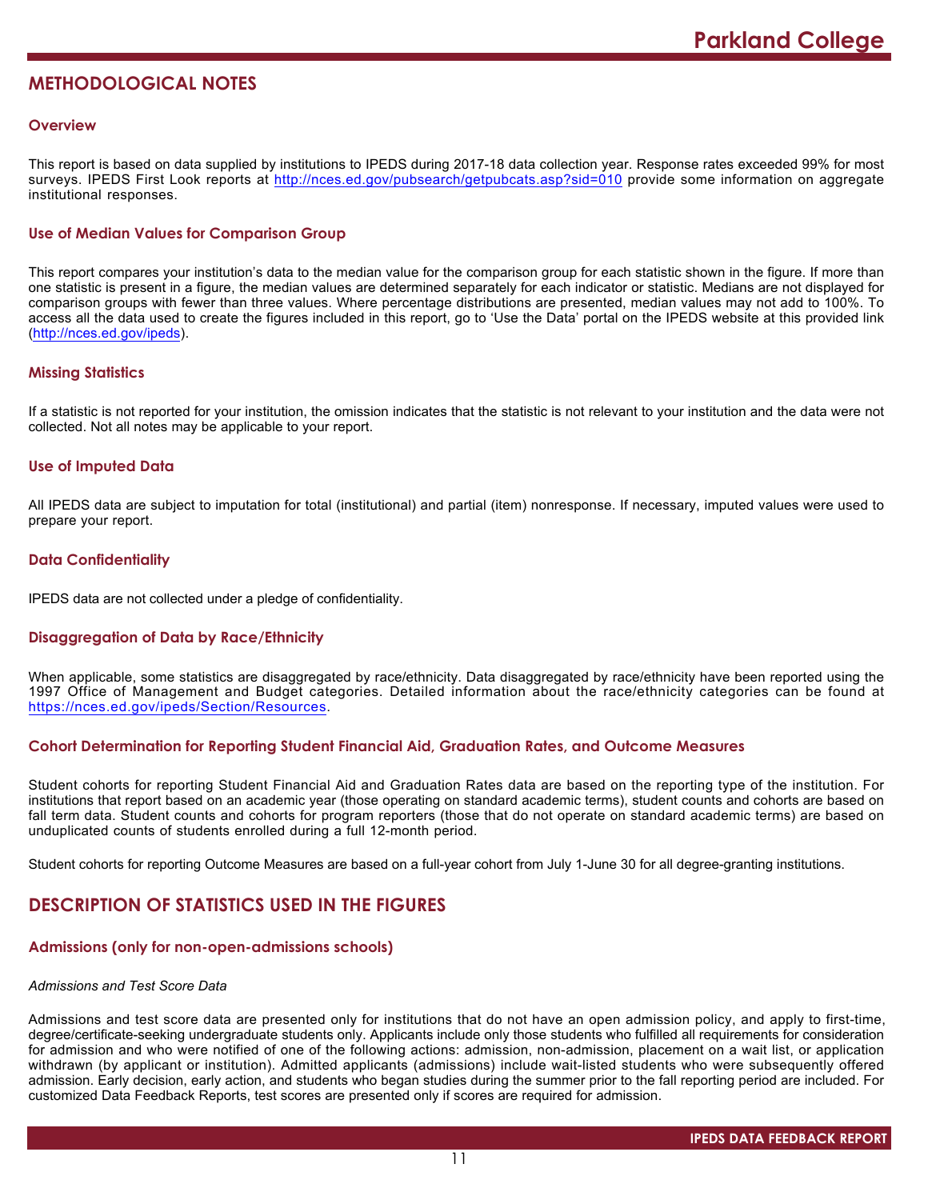## METHODOLOGICAL NOTES

### Overview

This report is based on data supplied by institutions to IPEDS during 2017-18 data collection year. Response rates exceeded 99% for most surveys. IPEDS First Look reports at http://nces.ed.gov/pubsearch/getpubcats.asp?sid=010 provide some information on aggregate institutional responses.

### Use of Median Values for Comparison Group

This report compares your institution's data to the median value for the comparison group for each statistic shown in the figure. If more than one statistic is present in a figure, the median values are determined separately for each indicator or statistic. Medians are not displayed for comparison groups with fewer than three values. Where percentage distributions are presented, median values may not add to 100%. To access all the data used to create the figures included in this report, go to 'Use the Data' portal on the IPEDS website at this provided link (http://nces.ed.gov/ipeds).

### Missing Statistics

If a statistic is not reported for your institution, the omission indicates that the statistic is not relevant to your institution and the data were not collected. Not all notes may be applicable to your report.

### Use of Imputed Data

All IPEDS data are subject to imputation for total (institutional) and partial (item) nonresponse. If necessary, imputed values were used to prepare your report.

### Data Confidentiality

IPEDS data are not collected under a pledge of confidentiality.

### Disaggregation of Data by Race/Ethnicity

When applicable, some statistics are disaggregated by race/ethnicity. Data disaggregated by race/ethnicity have been reported using the 1997 Office of Management and Budget categories. Detailed information about the race/ethnicity categories can be found at https://nces.ed.gov/ipeds/Section/Resources.

### Cohort Determination for Reporting Student Financial Aid, Graduation Rates, and Outcome Measures

Student cohorts for reporting Student Financial Aid and Graduation Rates data are based on the reporting type of the institution. For institutions that report based on an academic year (those operating on standard academic terms), student counts and cohorts are based on fall term data. Student counts and cohorts for program reporters (those that do not operate on standard academic terms) are based on unduplicated counts of students enrolled during a full 12-month period.

Student cohorts for reporting Outcome Measures are based on a full-year cohort from July 1-June 30 for all degree-granting institutions.

## DESCRIPTION OF STATISTICS USED IN THE FIGURES

### Admissions (only for non-open-admissions schools)

*Admissions and Test Score Data*

Admissions and test score data are presented only for institutions that do not have an open admission policy, and apply to first-time, degree/certificate-seeking undergraduate students only. Applicants include only those students who fulfilled all requirements for consideration for admission and who were notified of one of the following actions: admission, non-admission, placement on a wait list, or application withdrawn (by applicant or institution). Admitted applicants (admissions) include wait-listed students who were subsequently offered admission. Early decision, early action, and students who began studies during the summer prior to the fall reporting period are included. For customized Data Feedback Reports, test scores are presented only if scores are required for admission.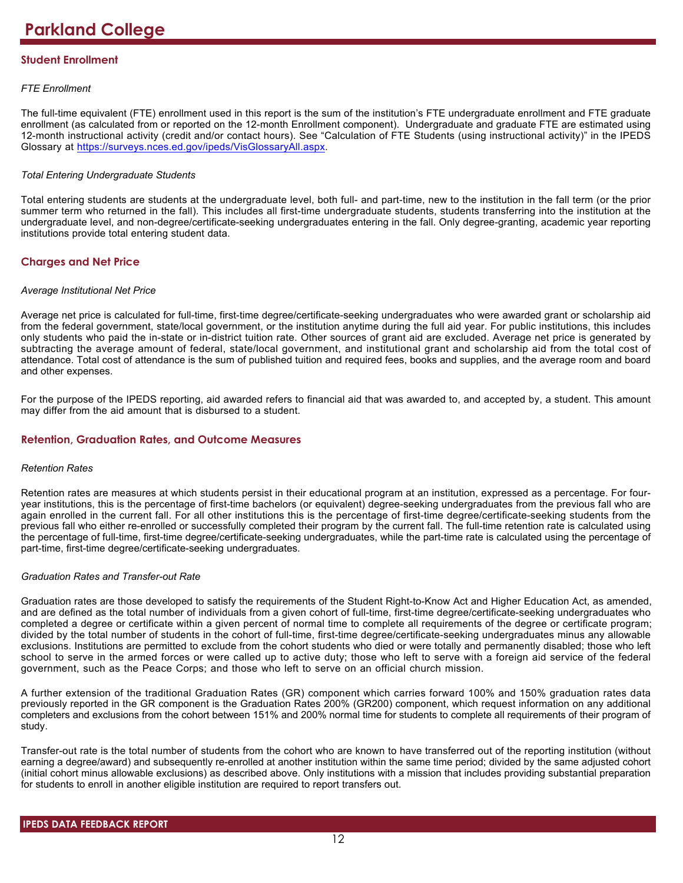# Parkland College

## Student Enrollment

*FTE Enrollment*

The full-time equivalent (FTE) enrollment used in this report is the sum of the institution's FTE undergraduate enrollment and FTE graduate enrollment (as calculated from or reported on the 12-month Enrollment component). Undergraduate and graduate FTE are estimated using 12-month instructional activity (credit and/or contact hours). See "Calculation of FTE Students (using instructional activity)" in the IPEDS Glossary at [https://surveys.nces.ed.gov/ipeds/VisGlossaryAll.aspx](https://surveys.nces.ed.gov/ipeds/VisGlossaryAll.aspx).

*Total Entering Undergraduate Students*

Total entering students are students at the undergraduate level, both full- and part-time, new to the institution in the fall term (or the prior summer term who returned in the fall). This includes all first-time undergraduate students, students transferring into the institution at the undergraduate level, and non-degree/certificate-seeking undergraduates entering in the fall. Only degree-granting, academic year reporting institutions provide total entering student data.

## Charges and Net Price

*Average Institutional Net Price*

Average net price is calculated for full-time, first-time degree/certificate-seeking undergraduates who were awarded grant or scholarship aid from the federal government, state/local government, or the institution anytime during the full aid year. For public institutions, this includes only students who paid the in-state or in-district tuition rate. Other sources of grant aid are excluded. Average net price is generated by subtracting the average amount of federal, state/local government, and institutional grant and scholarship aid from the total cost of attendance. Total cost of attendance is the sum of published tuition and required fees, books and supplies, and the average room and board and other expenses.

For the purpose of the IPEDS reporting, aid awarded refers to financial aid that was awarded to, and accepted by, a student. This amount may differ from the aid amount that is disbursed to a student.

## Retention, Graduation Rates, and Outcome Measures

*Retention Rates*

Retention rates are measures at which students persist in their educational program at an institution, expressed as a percentage. For four-year institutions, this is the percentage of first-time bachelors (or equivalent) degree-seeking undergraduates from the previous fall who are again enrolled in the current fall. For all other institutions this is the percentage of first-time degree/certificate-seeking students from the previous fall who either re-enrolled or successfully completed their program by the current fall. The full-time retention rate is calculated using the percentage of full-time, first-time degree/certificate-seeking undergraduates, while the part-time rate is calculated using the percentage of part-time, first-time degree/certificate-seeking undergraduates.

*Graduation Rates and Transfer-out Rate*

Graduation rates are those developed to satisfy the requirements of the Student Right-to-Know Act and Higher Education Act, as amended, and are defined as the total number of individuals from a given cohort of full-time, first-time degree/certificate-seeking undergraduates who completed a degree or certificate within a given percent of normal time to complete all requirements of the degree or certificate program; divided by the total number of students in the cohort of full-time, first-time degree/certificate-seeking undergraduates minus any allowable exclusions. Institutions are permitted to exclude from the cohort students who died or were totally and permanently disabled; those who left school to serve in the armed forces or were called up to active duty; those who left to serve with a foreign aid service of the federal government, such as the Peace Corps; and those who left to serve on an official church mission.

A further extension of the traditional Graduation Rates (GR) component which carries forward 100% and 150% graduation rates data previously reported in the GR component is the Graduation Rates 200% (GR200) component, which request information on any additional completers and exclusions from the cohort between 151% and 200% normal time for students to complete all requirements of their program of study.

Transfer-out rate is the total number of students from the cohort who are known to have transferred out of the reporting institution (without earning a degree/award) and subsequently re-enrolled at another institution within the same time period; divided by the same adjusted cohort (initial cohort minus allowable exclusions) as described above. Only institutions with a mission that includes providing substantial preparation for students to enroll in another eligible institution are required to report transfers out.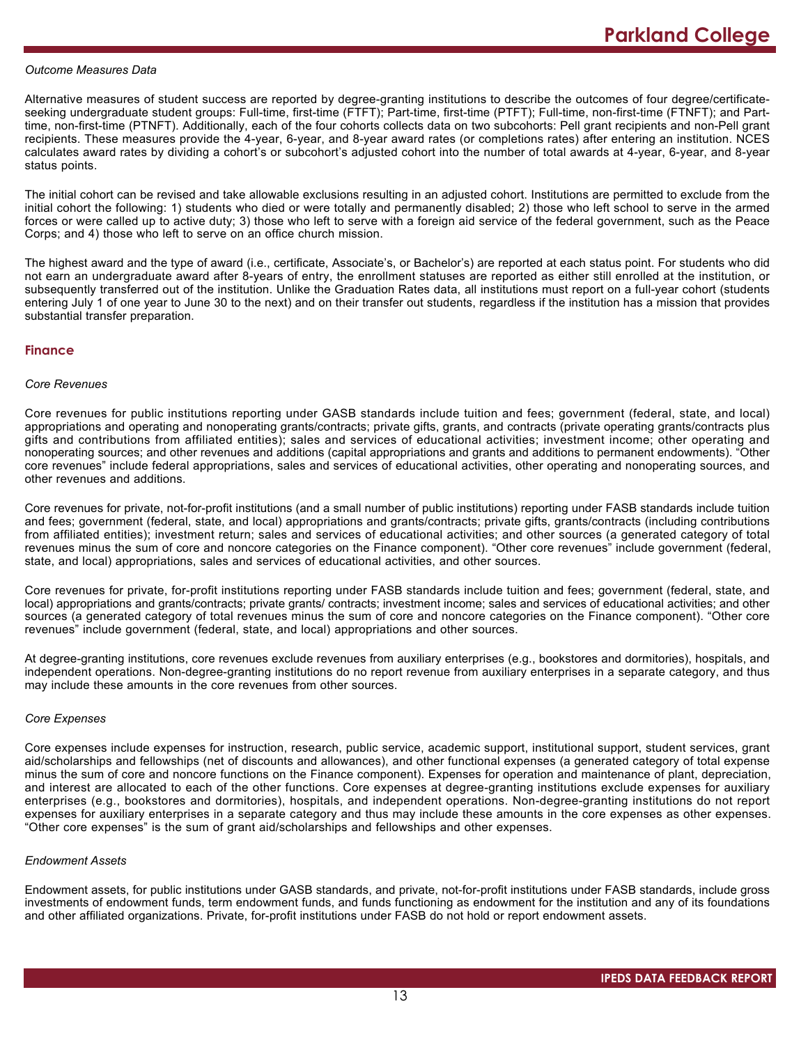*Outcome Measures Data*

Alternative measures of student success are reported by degree-granting institutions to describe the outcomes of four degree/certificate-seeking undergraduate student groups: Full-time, first-time (FTFT); Part-time, first-time (PTFT); Full-time, non-first-time (FTNFT); and Part-time, non-first-time (PTNFT). Additionally, each of the four cohorts collects data on two subcohorts: Pell grant recipients and non-Pell grant recipients. These measures provide the 4-year, 6-year, and 8-year award rates (or completions rates) after entering an institution. NCES calculates award rates by dividing a cohort's or subcohort's adjusted cohort into the number of total awards at 4-year, 6-year, and 8-year status points.

The initial cohort can be revised and take allowable exclusions resulting in an adjusted cohort. Institutions are permitted to exclude from the initial cohort the following: 1) students who died or were totally and permanently disabled; 2) those who left school to serve in the armed forces or were called up to active duty; 3) those who left to serve with a foreign aid service of the federal government, such as the Peace Corps; and 4) those who left to serve on an office church mission.

The highest award and the type of award (i.e., certificate, Associate's, or Bachelor's) are reported at each status point. For students who did not earn an undergraduate award after 8-years of entry, the enrollment statuses are reported as either still enrolled at the institution, or subsequently transferred out of the institution. Unlike the Graduation Rates data, all institutions must report on a full-year cohort (students entering July 1 of one year to June 30 to the next) and on their transfer out students, regardless if the institution has a mission that provides substantial transfer preparation.

## Finance

*Core Revenues*

Core revenues for public institutions reporting under GASB standards include tuition and fees; government (federal, state, and local) appropriations and operating and nonoperating grants/contracts; private gifts, grants, and contracts (private operating grants/contracts plus gifts and contributions from affiliated entities); sales and services of educational activities; investment income; other operating and nonoperating sources; and other revenues and additions (capital appropriations and grants and additions to permanent endowments). "Other core revenues" include federal appropriations, sales and services of educational activities, other operating and nonoperating sources, and other revenues and additions.

Core revenues for private, not-for-profit institutions (and a small number of public institutions) reporting under FASB standards include tuition and fees; government (federal, state, and local) appropriations and grants/contracts; private gifts, grants/contracts (including contributions from affiliated entities); investment return; sales and services of educational activities; and other sources (a generated category of total revenues minus the sum of core and noncore categories on the Finance component). "Other core revenues" include government (federal, state, and local) appropriations, sales and services of educational activities, and other sources.

Core revenues for private, for-profit institutions reporting under FASB standards include tuition and fees; government (federal, state, and local) appropriations and grants/contracts; private grants/ contracts; investment income; sales and services of educational activities; and other sources (a generated category of total revenues minus the sum of core and noncore categories on the Finance component). "Other core revenues" include government (federal, state, and local) appropriations and other sources.

At degree-granting institutions, core revenues exclude revenues from auxiliary enterprises (e.g., bookstores and dormitories), hospitals, and independent operations. Non-degree-granting institutions do no report revenue from auxiliary enterprises in a separate category, and thus may include these amounts in the core revenues from other sources.

*Core Expenses*

Core expenses include expenses for instruction, research, public service, academic support, institutional support, student services, grant aid/scholarships and fellowships (net of discounts and allowances), and other functional expenses (a generated category of total expense minus the sum of core and noncore functions on the Finance component). Expenses for operation and maintenance of plant, depreciation, and interest are allocated to each of the other functions. Core expenses at degree-granting institutions exclude expenses for auxiliary enterprises (e.g., bookstores and dormitories), hospitals, and independent operations. Non-degree-granting institutions do not report expenses for auxiliary enterprises in a separate category and thus may include these amounts in the core expenses as other expenses. "Other core expenses" is the sum of grant aid/scholarships and fellowships and other expenses.

*Endowment Assets*

Endowment assets, for public institutions under GASB standards, and private, not-for-profit institutions under FASB standards, include gross investments of endowment funds, term endowment funds, and funds functioning as endowment for the institution and any of its foundations and other affiliated organizations. Private, for-profit institutions under FASB do not hold or report endowment assets.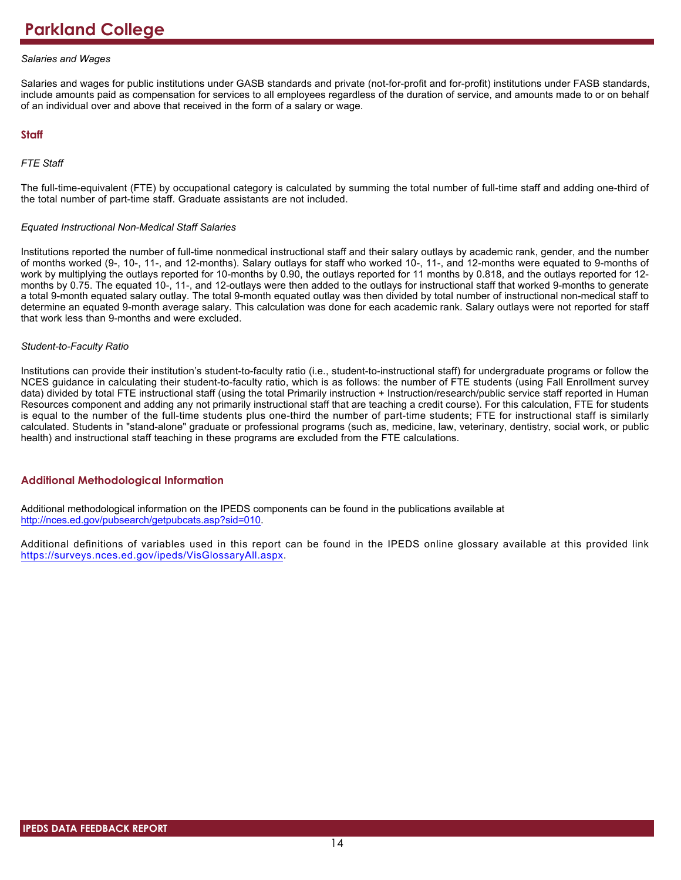*Salaries and Wages*

Salaries and wages for public institutions under GASB standards and private (not-for-profit and for-profit) institutions under FASB standards, include amounts paid as compensation for services to all employees regardless of the duration of service, and amounts made to or on behalf of an individual over and above that received in the form of a salary or wage.

## Staff

*FTE Staff*

The full-time-equivalent (FTE) by occupational category is calculated by summing the total number of full-time staff and adding one-third of the total number of part-time staff. Graduate assistants are not included.

*Equated Instructional Non-Medical Staff Salaries*

Institutions reported the number of full-time nonmedical instructional staff and their salary outlays by academic rank, gender, and the number of months worked (9-, 10-, 11-, and 12-months). Salary outlays for staff who worked 10-, 11-, and 12-months were equated to 9-months of work by multiplying the outlays reported for 10-months by 0.90, the outlays reported for 11 months by 0.818, and the outlays reported for 12-months by 0.75. The equated 10-, 11-, and 12-outlays were then added to the outlays for instructional staff that worked 9-months to generate a total 9-month equated salary outlay. The total 9-month equated outlay was then divided by total number of instructional non-medical staff to determine an equated 9-month average salary. This calculation was done for each academic rank. Salary outlays were not reported for staff that work less than 9-months and were excluded.

*Student-to-Faculty Ratio*

Institutions can provide their institution's student-to-faculty ratio (i.e., student-to-instructional staff) for undergraduate programs or follow the NCES guidance in calculating their student-to-faculty ratio, which is as follows: the number of FTE students (using Fall Enrollment survey data) divided by total FTE instructional staff (using the total Primarily instruction + Instruction/research/public service staff reported in Human Resources component and adding any not primarily instructional staff that are teaching a credit course). For this calculation, FTE for students is equal to the number of the full-time students plus one-third the number of part-time students; FTE for instructional staff is similarly calculated. Students in "stand-alone" graduate or professional programs (such as, medicine, law, veterinary, dentistry, social work, or public health) and instructional staff teaching in these programs are excluded from the FTE calculations.

## Additional Methodological Information

Additional methodological information on the IPEDS components can be found in the publications available at http://nces.ed.gov/pubsearch/getpubcats.asp?sid=010.

Additional definitions of variables used in this report can be found in the IPEDS online glossary available at this provided link https://surveys.nces.ed.gov/ipeds/VisGlossaryAll.aspx.